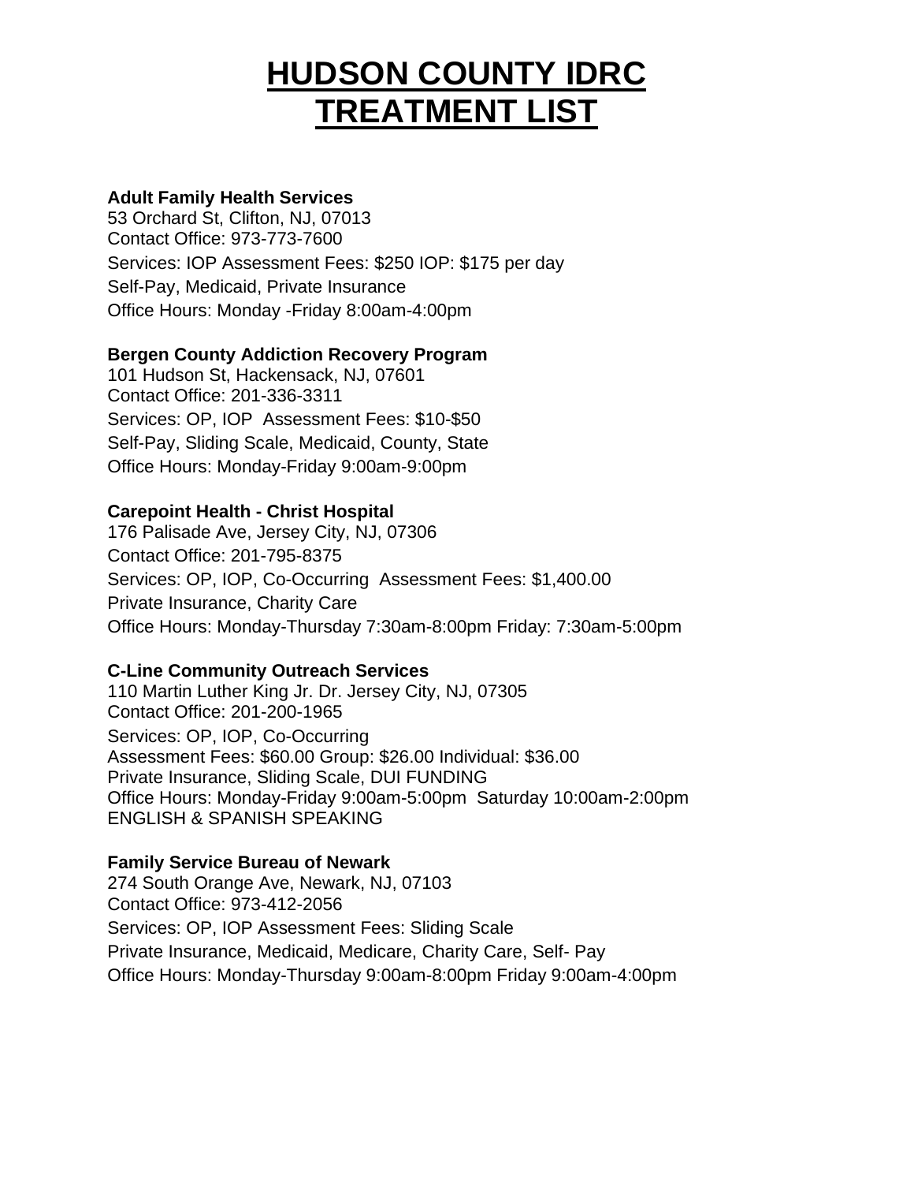# HUDSON COUNTY IDRC TREATMENT LIST

**Adult Family Health Services**
53 Orchard St, Clifton, NJ, 07013
Contact Office: 973-773-7600
Services: IOP Assessment Fees: $250 IOP: $175 per day
Self-Pay, Medicaid, Private Insurance
Office Hours: Monday -Friday 8:00am-4:00pm

**Bergen County Addiction Recovery Program**
101 Hudson St, Hackensack, NJ, 07601
Contact Office: 201-336-3311
Services: OP, IOP Assessment Fees: $10-$50
Self-Pay, Sliding Scale, Medicaid, County, State
Office Hours: Monday-Friday 9:00am-9:00pm

**Carepoint Health - Christ Hospital**
176 Palisade Ave, Jersey City, NJ, 07306
Contact Office: 201-795-8375
Services: OP, IOP, Co-Occurring Assessment Fees: $1,400.00
Private Insurance, Charity Care
Office Hours: Monday-Thursday 7:30am-8:00pm Friday: 7:30am-5:00pm

**C-Line Community Outreach Services**
110 Martin Luther King Jr. Dr. Jersey City, NJ, 07305
Contact Office: 201-200-1965
Services: OP, IOP, Co-Occurring
Assessment Fees: $60.00 Group: $26.00 Individual: $36.00
Private Insurance, Sliding Scale, DUI FUNDING
Office Hours: Monday-Friday 9:00am-5:00pm Saturday 10:00am-2:00pm
ENGLISH & SPANISH SPEAKING

**Family Service Bureau of Newark**
274 South Orange Ave, Newark, NJ, 07103
Contact Office: 973-412-2056
Services: OP, IOP Assessment Fees: Sliding Scale
Private Insurance, Medicaid, Medicare, Charity Care, Self- Pay
Office Hours: Monday-Thursday 9:00am-8:00pm Friday 9:00am-4:00pm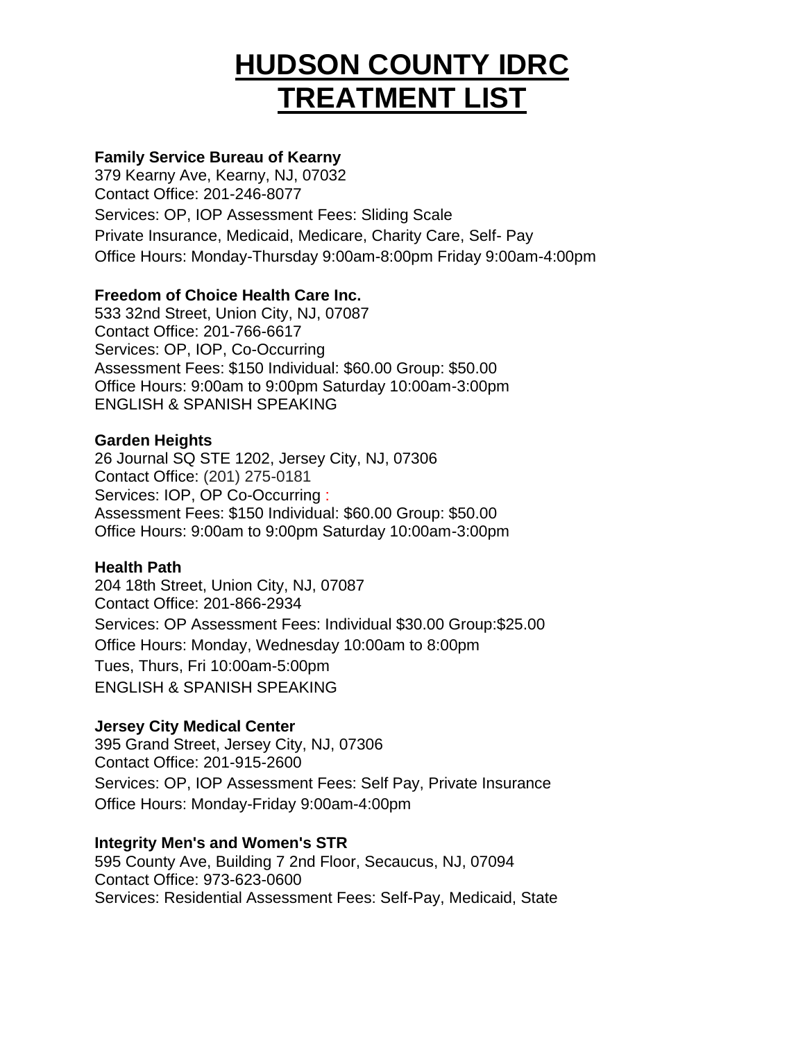# HUDSON COUNTY IDRC TREATMENT LIST

**Family Service Bureau of Kearny**
379 Kearny Ave, Kearny, NJ, 07032
Contact Office: 201-246-8077
Services: OP, IOP Assessment Fees: Sliding Scale
Private Insurance, Medicaid, Medicare, Charity Care, Self- Pay
Office Hours: Monday-Thursday 9:00am-8:00pm Friday 9:00am-4:00pm

**Freedom of Choice Health Care Inc.**
533 32nd Street, Union City, NJ, 07087
Contact Office: 201-766-6617
Services: OP, IOP, Co-Occurring
Assessment Fees: $150 Individual: $60.00 Group: $50.00
Office Hours: 9:00am to 9:00pm Saturday 10:00am-3:00pm
ENGLISH & SPANISH SPEAKING

**Garden Heights**
26 Journal SQ STE 1202, Jersey City, NJ, 07306
Contact Office: (201) 275-0181
Services: IOP, OP Co-Occurring :
Assessment Fees: $150 Individual: $60.00 Group: $50.00
Office Hours: 9:00am to 9:00pm Saturday 10:00am-3:00pm

**Health Path**
204 18th Street, Union City, NJ, 07087
Contact Office: 201-866-2934
Services: OP Assessment Fees: Individual $30.00 Group:$25.00
Office Hours: Monday, Wednesday 10:00am to 8:00pm
Tues, Thurs, Fri 10:00am-5:00pm
ENGLISH & SPANISH SPEAKING

**Jersey City Medical Center**
395 Grand Street, Jersey City, NJ, 07306
Contact Office: 201-915-2600
Services: OP, IOP Assessment Fees: Self Pay, Private Insurance
Office Hours: Monday-Friday 9:00am-4:00pm

**Integrity Men's and Women's STR**
595 County Ave, Building 7 2nd Floor, Secaucus, NJ, 07094
Contact Office: 973-623-0600
Services: Residential Assessment Fees: Self-Pay, Medicaid, State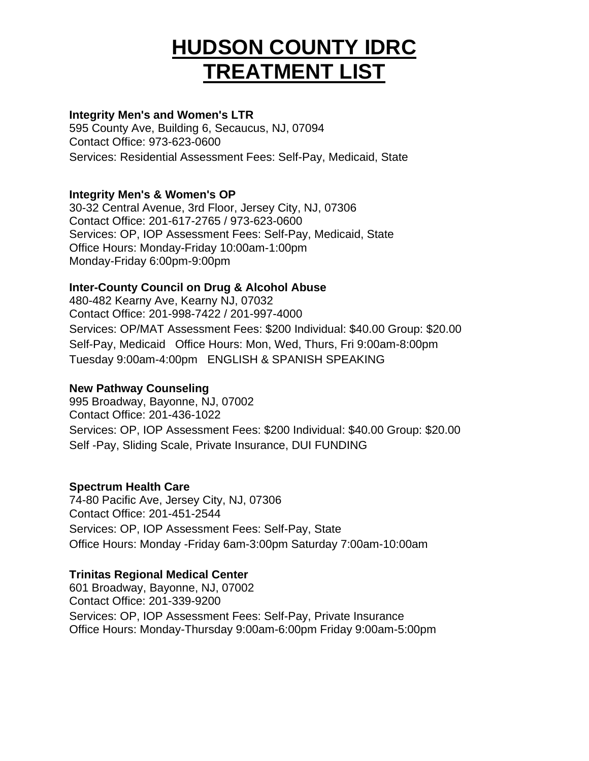# HUDSON COUNTY IDRC TREATMENT LIST

**Integrity Men's and Women's LTR**
595 County Ave, Building 6, Secaucus, NJ, 07094
Contact Office: 973-623-0600
Services: Residential Assessment Fees: Self-Pay, Medicaid, State

**Integrity Men's & Women's OP**
30-32 Central Avenue, 3rd Floor, Jersey City, NJ, 07306
Contact Office: 201-617-2765 / 973-623-0600
Services: OP, IOP Assessment Fees: Self-Pay, Medicaid, State
Office Hours: Monday-Friday 10:00am-1:00pm
Monday-Friday 6:00pm-9:00pm

**Inter-County Council on Drug & Alcohol Abuse**
480-482 Kearny Ave, Kearny NJ, 07032
Contact Office: 201-998-7422 / 201-997-4000
Services: OP/MAT Assessment Fees: $200 Individual: $40.00 Group: $20.00
Self-Pay, Medicaid Office Hours: Mon, Wed, Thurs, Fri 9:00am-8:00pm
Tuesday 9:00am-4:00pm ENGLISH & SPANISH SPEAKING

**New Pathway Counseling**
995 Broadway, Bayonne, NJ, 07002
Contact Office: 201-436-1022
Services: OP, IOP Assessment Fees: $200 Individual: $40.00 Group: $20.00
Self -Pay, Sliding Scale, Private Insurance, DUI FUNDING

**Spectrum Health Care**
74-80 Pacific Ave, Jersey City, NJ, 07306
Contact Office: 201-451-2544
Services: OP, IOP Assessment Fees: Self-Pay, State
Office Hours: Monday -Friday 6am-3:00pm Saturday 7:00am-10:00am

**Trinitas Regional Medical Center**
601 Broadway, Bayonne, NJ, 07002
Contact Office: 201-339-9200
Services: OP, IOP Assessment Fees: Self-Pay, Private Insurance
Office Hours: Monday-Thursday 9:00am-6:00pm Friday 9:00am-5:00pm